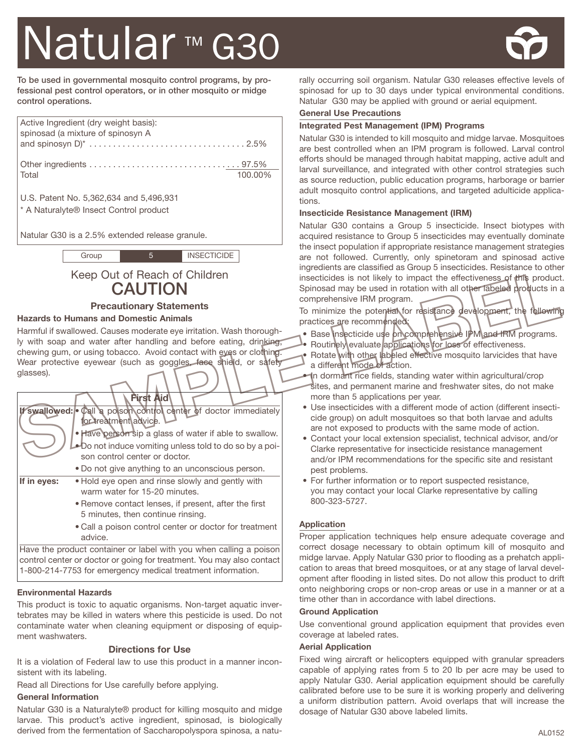# Natular™ G30

**To be used in governmental mosquito control programs, by professional pest control operators, or in other mosquito or midge control operations.**

| Active Ingredient (dry weight basis): | |
| --- | --- |
| spinosad (a mixture of spinosyn A and spinosyn D)* | 2.5% |
| Other ingredients | 97.5% |
| Total | 100.00% |

U.S. Patent No. 5,362,634 and 5,496,931

* A Naturalyte® Insect Control product

Natular G30 is a 2.5% extended release granule.

| Group | 5 | INSECTICIDE |
| --- | --- | --- |

Keep Out of Reach of Children

## CAUTION

### Precautionary Statements

**Hazards to Humans and Domestic Animals**

Harmful if swallowed. Causes moderate eye irritation. Wash thoroughly with soap and water after handling and before eating, drinking, chewing gum, or using tobacco. Avoid contact with eyes or clothing. Wear protective eyewear (such as goggles, face shield, or safety glasses).

| First Aid | |
| --- | --- |
| **If swallowed:** | • Call a poison control center of doctor immediately for treatment advice.<br>• Have person sip a glass of water if able to swallow.<br>• Do not induce vomiting unless told to do so by a poison control center or doctor.<br>• Do not give anything to an unconscious person. |
| **If in eyes:** | • Hold eye open and rinse slowly and gently with warm water for 15-20 minutes.<br>• Remove contact lenses, if present, after the first 5 minutes, then continue rinsing.<br>• Call a poison control center or doctor for treatment advice. |

Have the product container or label with you when calling a poison control center or doctor or going for treatment. You may also contact 1-800-214-7753 for emergency medical treatment information.

**Environmental Hazards**

This product is toxic to aquatic organisms. Non-target aquatic invertebrates may be killed in waters where this pesticide is used. Do not contaminate water when cleaning equipment or disposing of equipment washwaters.

### Directions for Use

It is a violation of Federal law to use this product in a manner inconsistent with its labeling.

Read all Directions for Use carefully before applying.

**General Information**

Natular G30 is a Naturalyte® product for killing mosquito and midge larvae. This product's active ingredient, spinosad, is biologically derived from the fermentation of Saccharopolyspora spinosa, a naturally occurring soil organism. Natular G30 releases effective levels of spinosad for up to 30 days under typical environmental conditions. Natular G30 may be applied with ground or aerial equipment.

**General Use Precautions**

**Integrated Pest Management (IPM) Programs**

Natular G30 is intended to kill mosquito and midge larvae. Mosquitoes are best controlled when an IPM program is followed. Larval control efforts should be managed through habitat mapping, active adult and larval surveillance, and integrated with other control strategies such as source reduction, public education programs, harborage or barrier adult mosquito control applications, and targeted adulticide applications.

**Insecticide Resistance Management (IRM)**

Natular G30 contains a Group 5 insecticide. Insect biotypes with acquired resistance to Group 5 insecticides may eventually dominate the insect population if appropriate resistance management strategies are not followed. Currently, only spinetoram and spinosad active ingredients are classified as Group 5 insecticides. Resistance to other insecticides is not likely to impact the effectiveness of this product. Spinosad may be used in rotation with all other labeled products in a comprehensive IRM program.

To minimize the potential for resistance development, the following practices are recommended:

- Base insecticide use on comprehensive IPM and IRM programs.
- Routinely evaluate applications for loss of effectiveness.
- Rotate with other labeled effective mosquito larvicides that have a different mode of action.
- In dormant rice fields, standing water within agricultural/crop sites, and permanent marine and freshwater sites, do not make more than 5 applications per year.
- Use insecticides with a different mode of action (different insecticide group) on adult mosquitoes so that both larvae and adults are not exposed to products with the same mode of action.
- Contact your local extension specialist, technical advisor, and/or Clarke representative for insecticide resistance management and/or IPM recommendations for the specific site and resistant pest problems.
- For further information or to report suspected resistance, you may contact your local Clarke representative by calling 800-323-5727.

**Application**

Proper application techniques help ensure adequate coverage and correct dosage necessary to obtain optimum kill of mosquito and midge larvae. Apply Natular G30 prior to flooding as a prehatch application to areas that breed mosquitoes, or at any stage of larval development after flooding in listed sites. Do not allow this product to drift onto neighboring crops or non-crop areas or use in a manner or at a time other than in accordance with label directions.

**Ground Application**

Use conventional ground application equipment that provides even coverage at labeled rates.

**Aerial Application**

Fixed wing aircraft or helicopters equipped with granular spreaders capable of applying rates from 5 to 20 lb per acre may be used to apply Natular G30. Aerial application equipment should be carefully calibrated before use to be sure it is working properly and delivering a uniform distribution pattern. Avoid overlaps that will increase the dosage of Natular G30 above labeled limits.

AL0152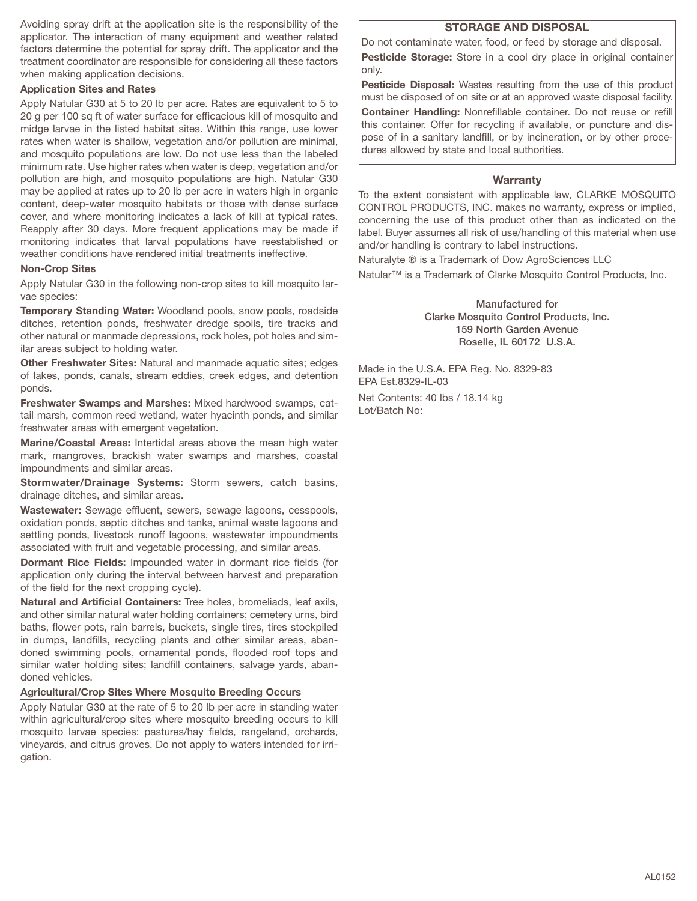Avoiding spray drift at the application site is the responsibility of the applicator. The interaction of many equipment and weather related factors determine the potential for spray drift. The applicator and the treatment coordinator are responsible for considering all these factors when making application decisions.

**Application Sites and Rates**

Apply Natular G30 at 5 to 20 lb per acre. Rates are equivalent to 5 to 20 g per 100 sq ft of water surface for efficacious kill of mosquito and midge larvae in the listed habitat sites. Within this range, use lower rates when water is shallow, vegetation and/or pollution are minimal, and mosquito populations are low. Do not use less than the labeled minimum rate. Use higher rates when water is deep, vegetation and/or pollution are high, and mosquito populations are high. Natular G30 may be applied at rates up to 20 lb per acre in waters high in organic content, deep-water mosquito habitats or those with dense surface cover, and where monitoring indicates a lack of kill at typical rates. Reapply after 30 days. More frequent applications may be made if monitoring indicates that larval populations have reestablished or weather conditions have rendered initial treatments ineffective.

**Non-Crop Sites**

Apply Natular G30 in the following non-crop sites to kill mosquito larvae species:

**Temporary Standing Water:** Woodland pools, snow pools, roadside ditches, retention ponds, freshwater dredge spoils, tire tracks and other natural or manmade depressions, rock holes, pot holes and similar areas subject to holding water.

**Other Freshwater Sites:** Natural and manmade aquatic sites; edges of lakes, ponds, canals, stream eddies, creek edges, and detention ponds.

**Freshwater Swamps and Marshes:** Mixed hardwood swamps, cattail marsh, common reed wetland, water hyacinth ponds, and similar freshwater areas with emergent vegetation.

**Marine/Coastal Areas:** Intertidal areas above the mean high water mark, mangroves, brackish water swamps and marshes, coastal impoundments and similar areas.

**Stormwater/Drainage Systems:** Storm sewers, catch basins, drainage ditches, and similar areas.

**Wastewater:** Sewage effluent, sewers, sewage lagoons, cesspools, oxidation ponds, septic ditches and tanks, animal waste lagoons and settling ponds, livestock runoff lagoons, wastewater impoundments associated with fruit and vegetable processing, and similar areas.

**Dormant Rice Fields:** Impounded water in dormant rice fields (for application only during the interval between harvest and preparation of the field for the next cropping cycle).

**Natural and Artificial Containers:** Tree holes, bromeliads, leaf axils, and other similar natural water holding containers; cemetery urns, bird baths, flower pots, rain barrels, buckets, single tires, tires stockpiled in dumps, landfills, recycling plants and other similar areas, abandoned swimming pools, ornamental ponds, flooded roof tops and similar water holding sites; landfill containers, salvage yards, abandoned vehicles.

**Agricultural/Crop Sites Where Mosquito Breeding Occurs**

Apply Natular G30 at the rate of 5 to 20 lb per acre in standing water within agricultural/crop sites where mosquito breeding occurs to kill mosquito larvae species: pastures/hay fields, rangeland, orchards, vineyards, and citrus groves. Do not apply to waters intended for irrigation.

## STORAGE AND DISPOSAL

Do not contaminate water, food, or feed by storage and disposal.

**Pesticide Storage:** Store in a cool dry place in original container only.

**Pesticide Disposal:** Wastes resulting from the use of this product must be disposed of on site or at an approved waste disposal facility.

**Container Handling:** Nonrefillable container. Do not reuse or refill this container. Offer for recycling if available, or puncture and dispose of in a sanitary landfill, or by incineration, or by other procedures allowed by state and local authorities.

## Warranty

To the extent consistent with applicable law, CLARKE MOSQUITO CONTROL PRODUCTS, INC. makes no warranty, express or implied, concerning the use of this product other than as indicated on the label. Buyer assumes all risk of use/handling of this material when use and/or handling is contrary to label instructions.

Naturalyte ® is a Trademark of Dow AgroSciences LLC

Natular™ is a Trademark of Clarke Mosquito Control Products, Inc.

Manufactured for
Clarke Mosquito Control Products, Inc.
159 North Garden Avenue
Roselle, IL 60172 U.S.A.

Made in the U.S.A. EPA Reg. No. 8329-83
EPA Est.8329-IL-03

Net Contents: 40 lbs / 18.14 kg
Lot/Batch No:

AL0152